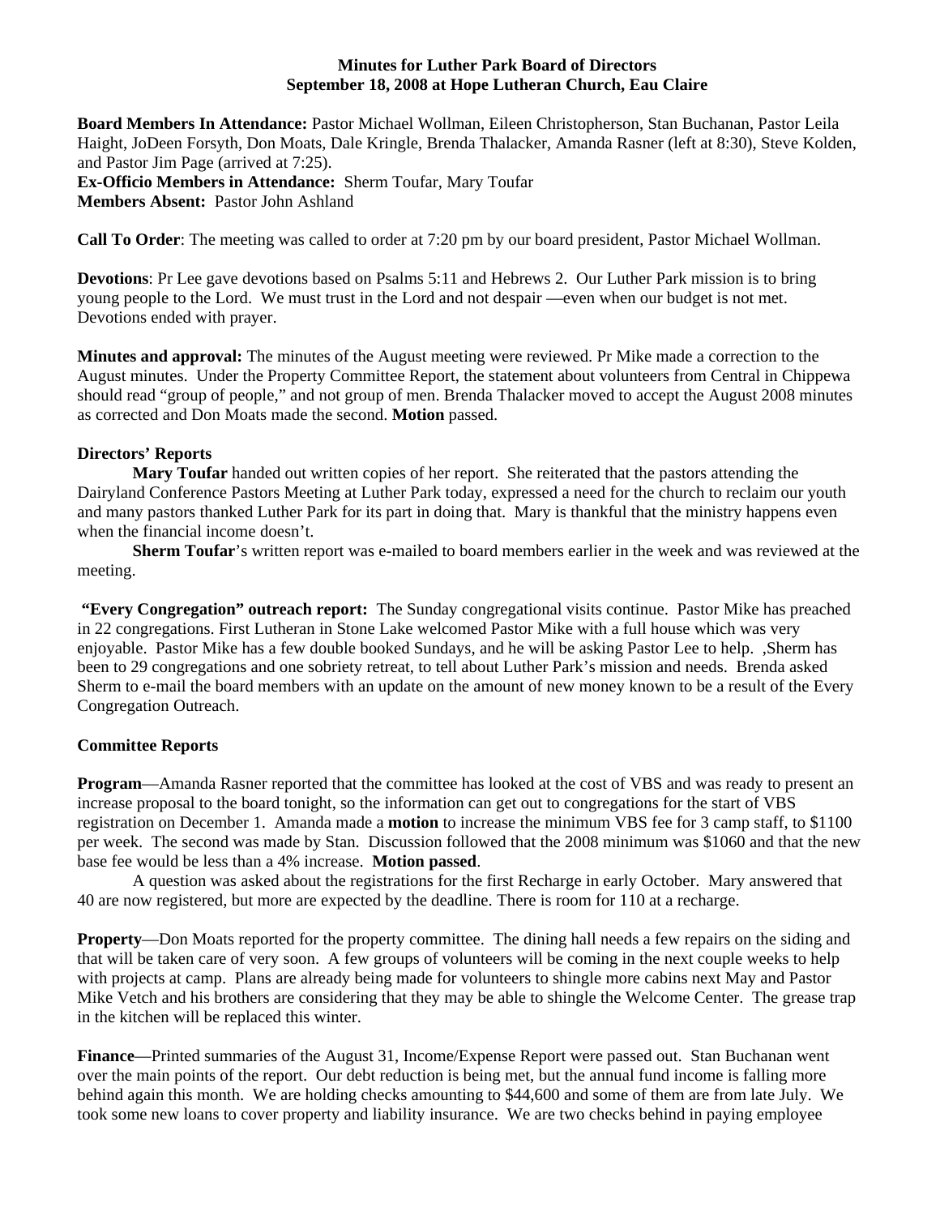**Minutes for Luther Park Board of Directors**
**September 18, 2008 at Hope Lutheran Church, Eau Claire**

**Board Members In Attendance:** Pastor Michael Wollman, Eileen Christopherson, Stan Buchanan, Pastor Leila Haight, JoDeen Forsyth, Don Moats, Dale Kringle, Brenda Thalacker, Amanda Rasner (left at 8:30), Steve Kolden, and Pastor Jim Page (arrived at 7:25).
**Ex-Officio Members in Attendance:** Sherm Toufar, Mary Toufar
**Members Absent:** Pastor John Ashland

**Call To Order**: The meeting was called to order at 7:20 pm by our board president, Pastor Michael Wollman.

**Devotions**: Pr Lee gave devotions based on Psalms 5:11 and Hebrews 2. Our Luther Park mission is to bring young people to the Lord. We must trust in the Lord and not despair —even when our budget is not met. Devotions ended with prayer.

**Minutes and approval:** The minutes of the August meeting were reviewed. Pr Mike made a correction to the August minutes. Under the Property Committee Report, the statement about volunteers from Central in Chippewa should read "group of people," and not group of men. Brenda Thalacker moved to accept the August 2008 minutes as corrected and Don Moats made the second. **Motion** passed.

**Directors' Reports**

**Mary Toufar** handed out written copies of her report. She reiterated that the pastors attending the Dairyland Conference Pastors Meeting at Luther Park today, expressed a need for the church to reclaim our youth and many pastors thanked Luther Park for its part in doing that. Mary is thankful that the ministry happens even when the financial income doesn't.

**Sherm Toufar**'s written report was e-mailed to board members earlier in the week and was reviewed at the meeting.

**"Every Congregation" outreach report:** The Sunday congregational visits continue. Pastor Mike has preached in 22 congregations. First Lutheran in Stone Lake welcomed Pastor Mike with a full house which was very enjoyable. Pastor Mike has a few double booked Sundays, and he will be asking Pastor Lee to help. ,Sherm has been to 29 congregations and one sobriety retreat, to tell about Luther Park's mission and needs. Brenda asked Sherm to e-mail the board members with an update on the amount of new money known to be a result of the Every Congregation Outreach.

**Committee Reports**

**Program**—Amanda Rasner reported that the committee has looked at the cost of VBS and was ready to present an increase proposal to the board tonight, so the information can get out to congregations for the start of VBS registration on December 1. Amanda made a **motion** to increase the minimum VBS fee for 3 camp staff, to $1100 per week. The second was made by Stan. Discussion followed that the 2008 minimum was $1060 and that the new base fee would be less than a 4% increase. **Motion passed**.

A question was asked about the registrations for the first Recharge in early October. Mary answered that 40 are now registered, but more are expected by the deadline. There is room for 110 at a recharge.

**Property**—Don Moats reported for the property committee. The dining hall needs a few repairs on the siding and that will be taken care of very soon. A few groups of volunteers will be coming in the next couple weeks to help with projects at camp. Plans are already being made for volunteers to shingle more cabins next May and Pastor Mike Vetch and his brothers are considering that they may be able to shingle the Welcome Center. The grease trap in the kitchen will be replaced this winter.

**Finance**—Printed summaries of the August 31, Income/Expense Report were passed out. Stan Buchanan went over the main points of the report. Our debt reduction is being met, but the annual fund income is falling more behind again this month. We are holding checks amounting to $44,600 and some of them are from late July. We took some new loans to cover property and liability insurance. We are two checks behind in paying employee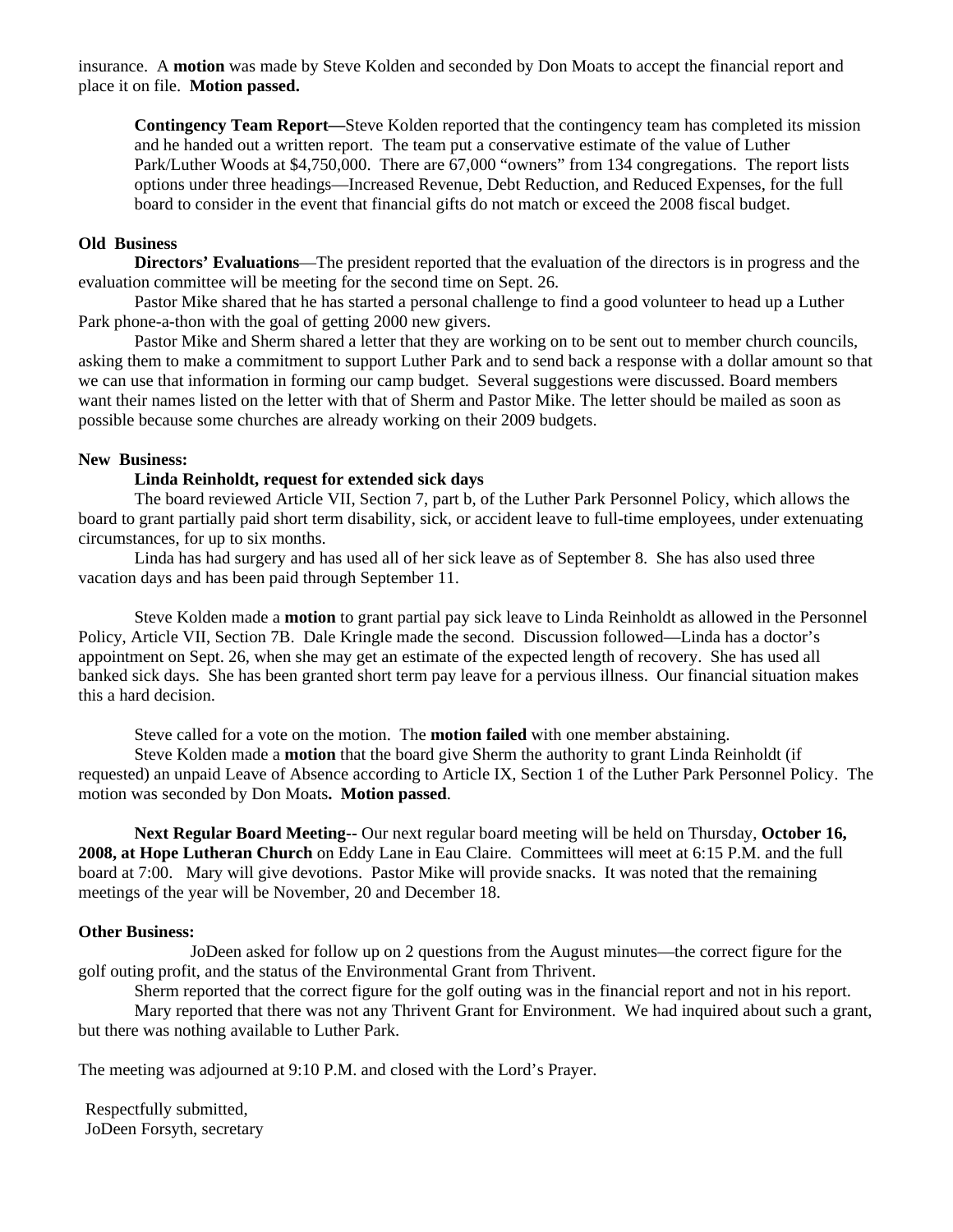insurance. A **motion** was made by Steve Kolden and seconded by Don Moats to accept the financial report and place it on file. **Motion passed.**

**Contingency Team Report—**Steve Kolden reported that the contingency team has completed its mission and he handed out a written report. The team put a conservative estimate of the value of Luther Park/Luther Woods at $4,750,000. There are 67,000 "owners" from 134 congregations. The report lists options under three headings—Increased Revenue, Debt Reduction, and Reduced Expenses, for the full board to consider in the event that financial gifts do not match or exceed the 2008 fiscal budget.

**Old Business**

**Directors' Evaluations**—The president reported that the evaluation of the directors is in progress and the evaluation committee will be meeting for the second time on Sept. 26.

Pastor Mike shared that he has started a personal challenge to find a good volunteer to head up a Luther Park phone-a-thon with the goal of getting 2000 new givers.

Pastor Mike and Sherm shared a letter that they are working on to be sent out to member church councils, asking them to make a commitment to support Luther Park and to send back a response with a dollar amount so that we can use that information in forming our camp budget. Several suggestions were discussed. Board members want their names listed on the letter with that of Sherm and Pastor Mike. The letter should be mailed as soon as possible because some churches are already working on their 2009 budgets.

**New Business:**

**Linda Reinholdt, request for extended sick days**

The board reviewed Article VII, Section 7, part b, of the Luther Park Personnel Policy, which allows the board to grant partially paid short term disability, sick, or accident leave to full-time employees, under extenuating circumstances, for up to six months.

Linda has had surgery and has used all of her sick leave as of September 8. She has also used three vacation days and has been paid through September 11.

Steve Kolden made a **motion** to grant partial pay sick leave to Linda Reinholdt as allowed in the Personnel Policy, Article VII, Section 7B. Dale Kringle made the second. Discussion followed—Linda has a doctor's appointment on Sept. 26, when she may get an estimate of the expected length of recovery. She has used all banked sick days. She has been granted short term pay leave for a pervious illness. Our financial situation makes this a hard decision.

Steve called for a vote on the motion. The **motion failed** with one member abstaining.

Steve Kolden made a **motion** that the board give Sherm the authority to grant Linda Reinholdt (if requested) an unpaid Leave of Absence according to Article IX, Section 1 of the Luther Park Personnel Policy. The motion was seconded by Don Moats**. Motion passed**.

**Next Regular Board Meeting--** Our next regular board meeting will be held on Thursday, **October 16, 2008, at Hope Lutheran Church** on Eddy Lane in Eau Claire. Committees will meet at 6:15 P.M. and the full board at 7:00. Mary will give devotions. Pastor Mike will provide snacks. It was noted that the remaining meetings of the year will be November, 20 and December 18.

**Other Business:**

JoDeen asked for follow up on 2 questions from the August minutes—the correct figure for the golf outing profit, and the status of the Environmental Grant from Thrivent.

Sherm reported that the correct figure for the golf outing was in the financial report and not in his report.

Mary reported that there was not any Thrivent Grant for Environment. We had inquired about such a grant, but there was nothing available to Luther Park.

The meeting was adjourned at 9:10 P.M. and closed with the Lord's Prayer.

Respectfully submitted,
JoDeen Forsyth, secretary